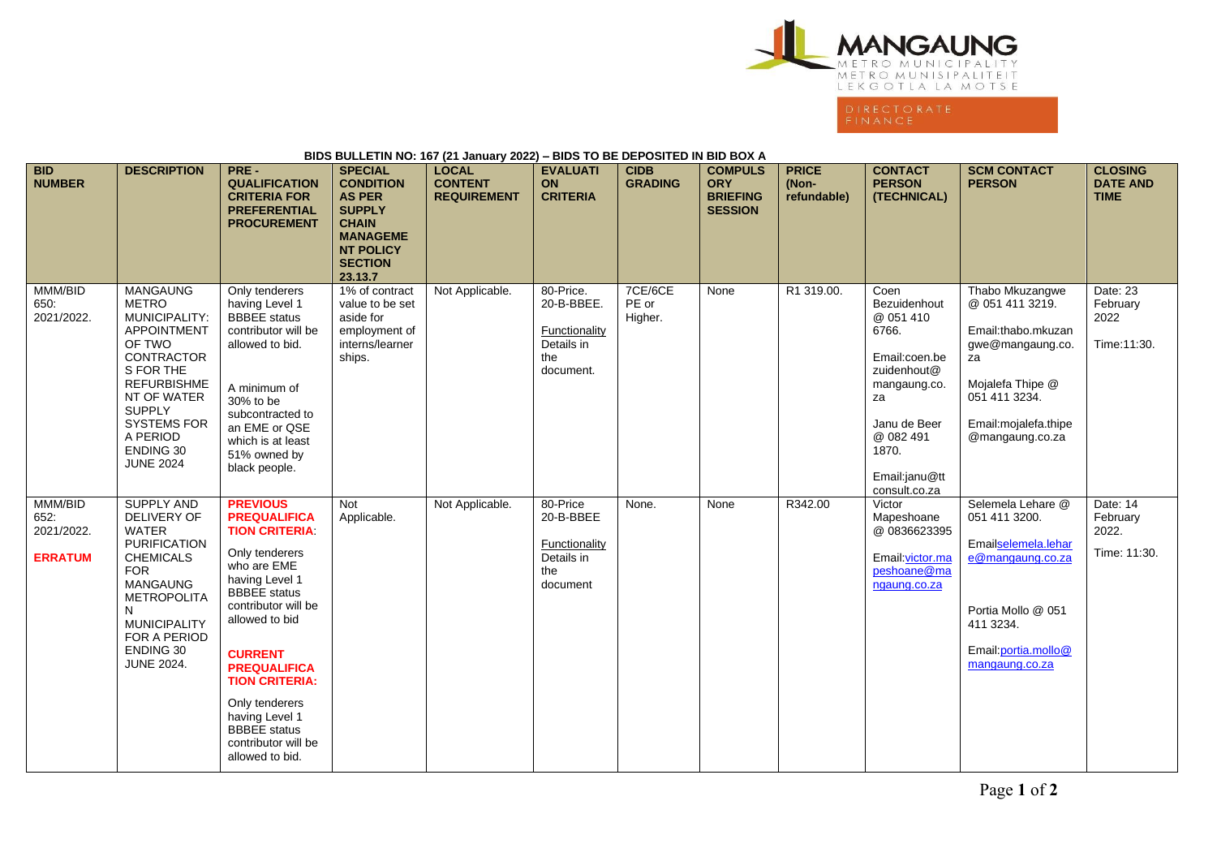MANGAUNG
METRO MUNICIPALITY
METRO MUNISIPALITEIT
LEKGOTLA LA MOTSE

DIRECTORATE
FINANCE

## BIDS BULLETIN NO: 167 (21 January 2022) – BIDS TO BE DEPOSITED IN BID BOX A

| BID NUMBER | DESCRIPTION | PRE - QUALIFICATION CRITERIA FOR PREFERENTIAL PROCUREMENT | SPECIAL CONDITION AS PER SUPPLY CHAIN MANAGEMENT POLICY SECTION 23.13.7 | LOCAL CONTENT REQUIREMENT | EVALUATION CRITERIA | CIDB GRADING | COMPULSORY BRIEFING SESSION | PRICE (Non-refundable) | CONTACT PERSON (TECHNICAL) | SCM CONTACT PERSON | CLOSING DATE AND TIME |
|---|---|---|---|---|---|---|---|---|---|---|---|
| MMM/BID 650: 2021/2022. | MANGAUNG METRO MUNICIPALITY: APPOINTMENT OF TWO CONTRACTORS FOR THE REFURBISHMENT OF WATER SUPPLY SYSTEMS FOR A PERIOD ENDING 30 JUNE 2024 | Only tenderers having Level 1 BBBEE status contributor will be allowed to bid. A minimum of 30% to be subcontracted to an EME or QSE which is at least 51% owned by black people. | 1% of contract value to be set aside for employment of interns/learner ships. | Not Applicable. | 80-Price. 20-B-BBEE. Functionality Details in the document. | 7CE/6CE PE or Higher. | None | R1 319.00. | Coen Bezuidenhout @ 051 410 6766. Email:coen.bezuidenhout@mangaung.co.za Janu de Beer @ 082 491 1870. Email:janu@ttconsult.co.za | Thabo Mkuzangwe @ 051 411 3219. Email:thabo.mkuzangwe@mangaung.co.za Mojalefa Thipe @ 051 411 3234. Email:mojalefa.thipe@mangaung.co.za | Date: 23 February 2022 Time:11:30. |
| MMM/BID 652: 2021/2022. **ERRATUM** | SUPPLY AND DELIVERY OF WATER PURIFICATION CHEMICALS FOR MANGAUNG METROPOLITAN MUNICIPALITY FOR A PERIOD ENDING 30 JUNE 2024. | **PREVIOUS PREQUALIFICATION CRITERIA**: Only tenderers who are EME having Level 1 BBBEE status contributor will be allowed to bid **CURRENT PREQUALIFICATION CRITERIA:** Only tenderers having Level 1 BBBEE status contributor will be allowed to bid. | Not Applicable. | Not Applicable. | 80-Price 20-B-BBEE Functionality Details in the document | None. | None | R342.00 | Victor Mapeshoane @ 0836623395 Email:victor.mapeshoane@mangaung.co.za | Selemela Lehare @ 051 411 3200. Email:selemela.lehare@mangaung.co.za Portia Mollo @ 051 411 3234. Email:portia.mollo@mangaung.co.za | Date: 14 February 2022. Time: 11:30. |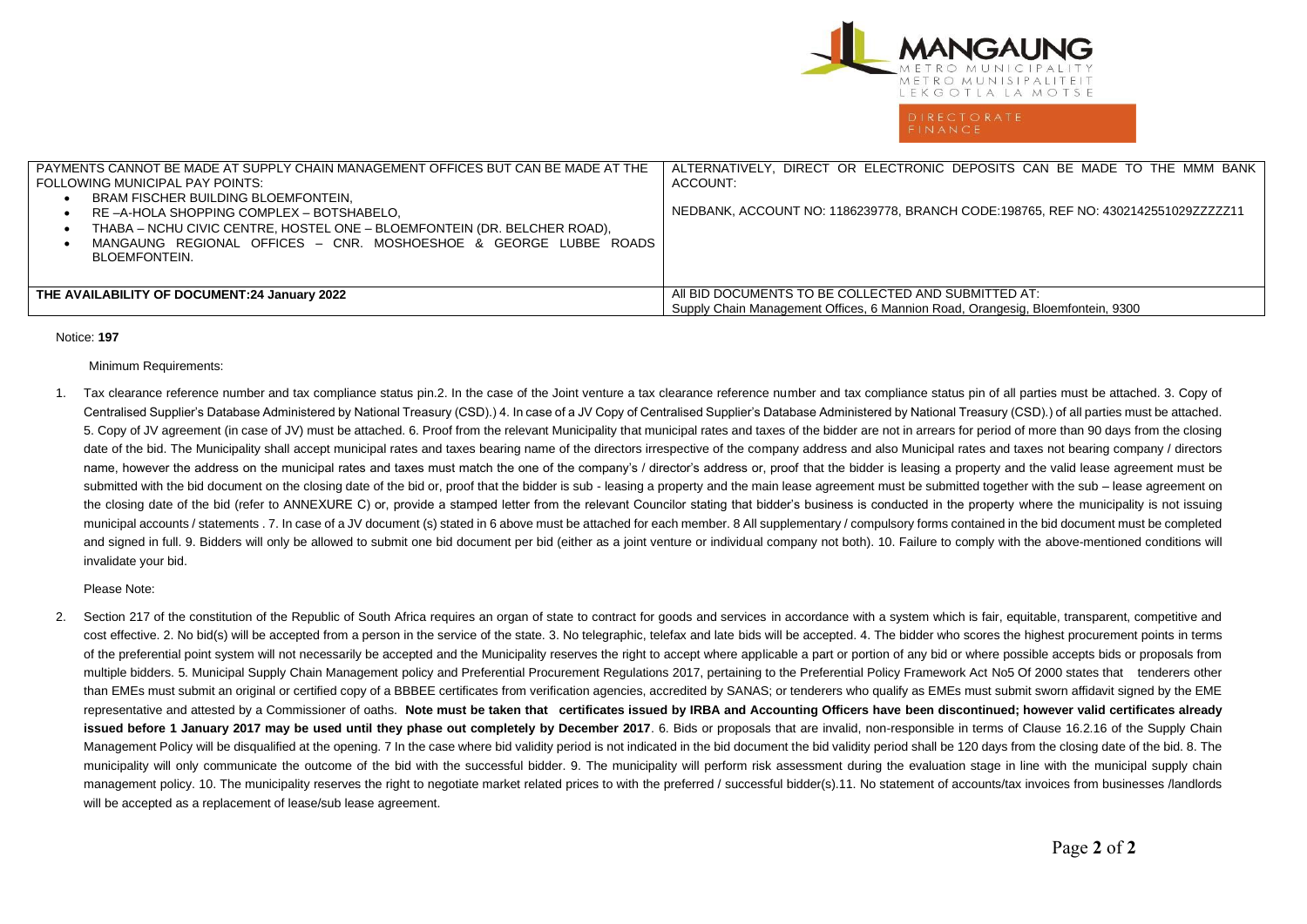MANGAUNG
METRO MUNICIPALITY
METRO MUNISIPALITEIT
LEKGOTLA LA MOTSE

DIRECTORATE
FINANCE

| | |
|---|---|
| PAYMENTS CANNOT BE MADE AT SUPPLY CHAIN MANAGEMENT OFFICES BUT CAN BE MADE AT THE FOLLOWING MUNICIPAL PAY POINTS:<br>• BRAM FISCHER BUILDING BLOEMFONTEIN,<br>• RE –A-HOLA SHOPPING COMPLEX – BOTSHABELO,<br>• THABA – NCHU CIVIC CENTRE, HOSTEL ONE – BLOEMFONTEIN (DR. BELCHER ROAD),<br>• MANGAUNG REGIONAL OFFICES – CNR. MOSHOESHOE & GEORGE LUBBE ROADS BLOEMFONTEIN. | ALTERNATIVELY, DIRECT OR ELECTRONIC DEPOSITS CAN BE MADE TO THE MMM BANK ACCOUNT:<br><br>NEDBANK, ACCOUNT NO: 1186239778, BRANCH CODE:198765, REF NO: 4302142551029ZZZZZ11 |
| **THE AVAILABILITY OF DOCUMENT:24 January 2022** | All BID DOCUMENTS TO BE COLLECTED AND SUBMITTED AT:<br>Supply Chain Management Offices, 6 Mannion Road, Orangesig, Bloemfontein, 9300 |

Notice: **197**

Minimum Requirements:

1. Tax clearance reference number and tax compliance status pin.2. In the case of the Joint venture a tax clearance reference number and tax compliance status pin of all parties must be attached. 3. Copy of Centralised Supplier's Database Administered by National Treasury (CSD).) 4. In case of a JV Copy of Centralised Supplier's Database Administered by National Treasury (CSD).) of all parties must be attached. 5. Copy of JV agreement (in case of JV) must be attached. 6. Proof from the relevant Municipality that municipal rates and taxes of the bidder are not in arrears for period of more than 90 days from the closing date of the bid. The Municipality shall accept municipal rates and taxes bearing name of the directors irrespective of the company address and also Municipal rates and taxes not bearing company / directors name, however the address on the municipal rates and taxes must match the one of the company's / director's address or, proof that the bidder is leasing a property and the valid lease agreement must be submitted with the bid document on the closing date of the bid or, proof that the bidder is sub - leasing a property and the main lease agreement must be submitted together with the sub – lease agreement on the closing date of the bid (refer to ANNEXURE C) or, provide a stamped letter from the relevant Councilor stating that bidder's business is conducted in the property where the municipality is not issuing municipal accounts / statements . 7. In case of a JV document (s) stated in 6 above must be attached for each member. 8 All supplementary / compulsory forms contained in the bid document must be completed and signed in full. 9. Bidders will only be allowed to submit one bid document per bid (either as a joint venture or individual company not both). 10. Failure to comply with the above-mentioned conditions will invalidate your bid.

Please Note:

2. Section 217 of the constitution of the Republic of South Africa requires an organ of state to contract for goods and services in accordance with a system which is fair, equitable, transparent, competitive and cost effective. 2. No bid(s) will be accepted from a person in the service of the state. 3. No telegraphic, telefax and late bids will be accepted. 4. The bidder who scores the highest procurement points in terms of the preferential point system will not necessarily be accepted and the Municipality reserves the right to accept where applicable a part or portion of any bid or where possible accepts bids or proposals from multiple bidders. 5. Municipal Supply Chain Management policy and Preferential Procurement Regulations 2017, pertaining to the Preferential Policy Framework Act No5 Of 2000 states that tenderers other than EMEs must submit an original or certified copy of a BBBEE certificates from verification agencies, accredited by SANAS; or tenderers who qualify as EMEs must submit sworn affidavit signed by the EME representative and attested by a Commissioner of oaths. **Note must be taken that certificates issued by IRBA and Accounting Officers have been discontinued; however valid certificates already issued before 1 January 2017 may be used until they phase out completely by December 2017**. 6. Bids or proposals that are invalid, non-responsible in terms of Clause 16.2.16 of the Supply Chain Management Policy will be disqualified at the opening. 7 In the case where bid validity period is not indicated in the bid document the bid validity period shall be 120 days from the closing date of the bid. 8. The municipality will only communicate the outcome of the bid with the successful bidder. 9. The municipality will perform risk assessment during the evaluation stage in line with the municipal supply chain management policy. 10. The municipality reserves the right to negotiate market related prices to with the preferred / successful bidder(s).11. No statement of accounts/tax invoices from businesses /landlords will be accepted as a replacement of lease/sub lease agreement.